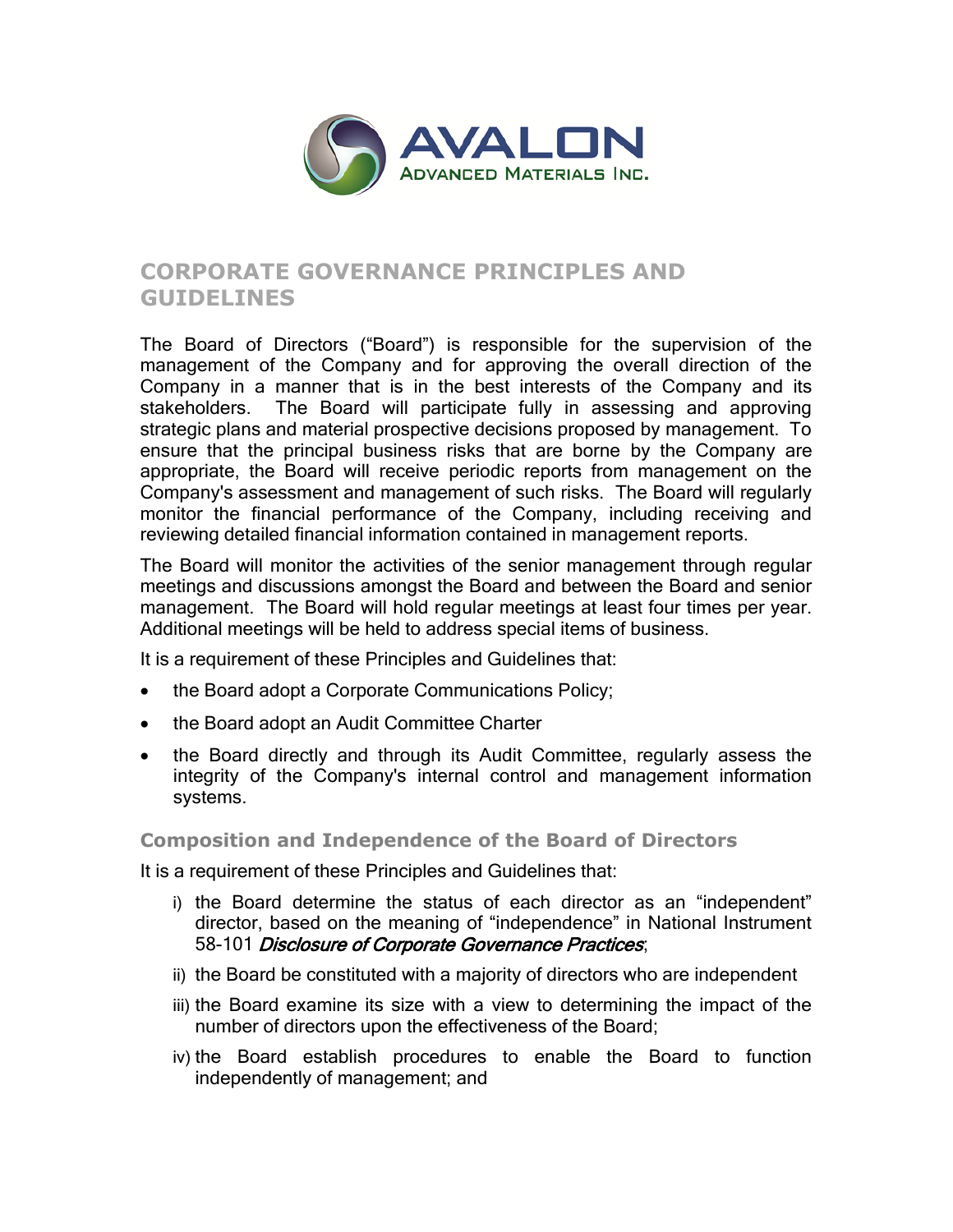# CORPORATE GOVERNANCE PRINCIPLES AND GUIDELINES

The Board of Directors ("Board") is responsible for the supervision of the management of the Company and for approving the overall direction of the Company in a manner that is in the best interests of the Company and its stakeholders. The Board will participate fully in assessing and approving strategic plans and material prospective decisions proposed by management. To ensure that the principal business risks that are borne by the Company are appropriate, the Board will receive periodic reports from management on the Company's assessment and management of such risks. The Board will regularly monitor the financial performance of the Company, including receiving and reviewing detailed financial information contained in management reports.

The Board will monitor the activities of the senior management through regular meetings and discussions amongst the Board and between the Board and senior management. The Board will hold regular meetings at least four times per year. Additional meetings will be held to address special items of business.

It is a requirement of these Principles and Guidelines that:

- the Board adopt a Corporate Communications Policy;
- the Board adopt an Audit Committee Charter
- the Board directly and through its Audit Committee, regularly assess the integrity of the Company's internal control and management information systems.

## Composition and Independence of the Board of Directors

It is a requirement of these Principles and Guidelines that:

i) the Board determine the status of each director as an "independent" director, based on the meaning of "independence" in National Instrument 58-101 *Disclosure of Corporate Governance Practices*;

ii) the Board be constituted with a majority of directors who are independent

iii) the Board examine its size with a view to determining the impact of the number of directors upon the effectiveness of the Board;

iv) the Board establish procedures to enable the Board to function independently of management; and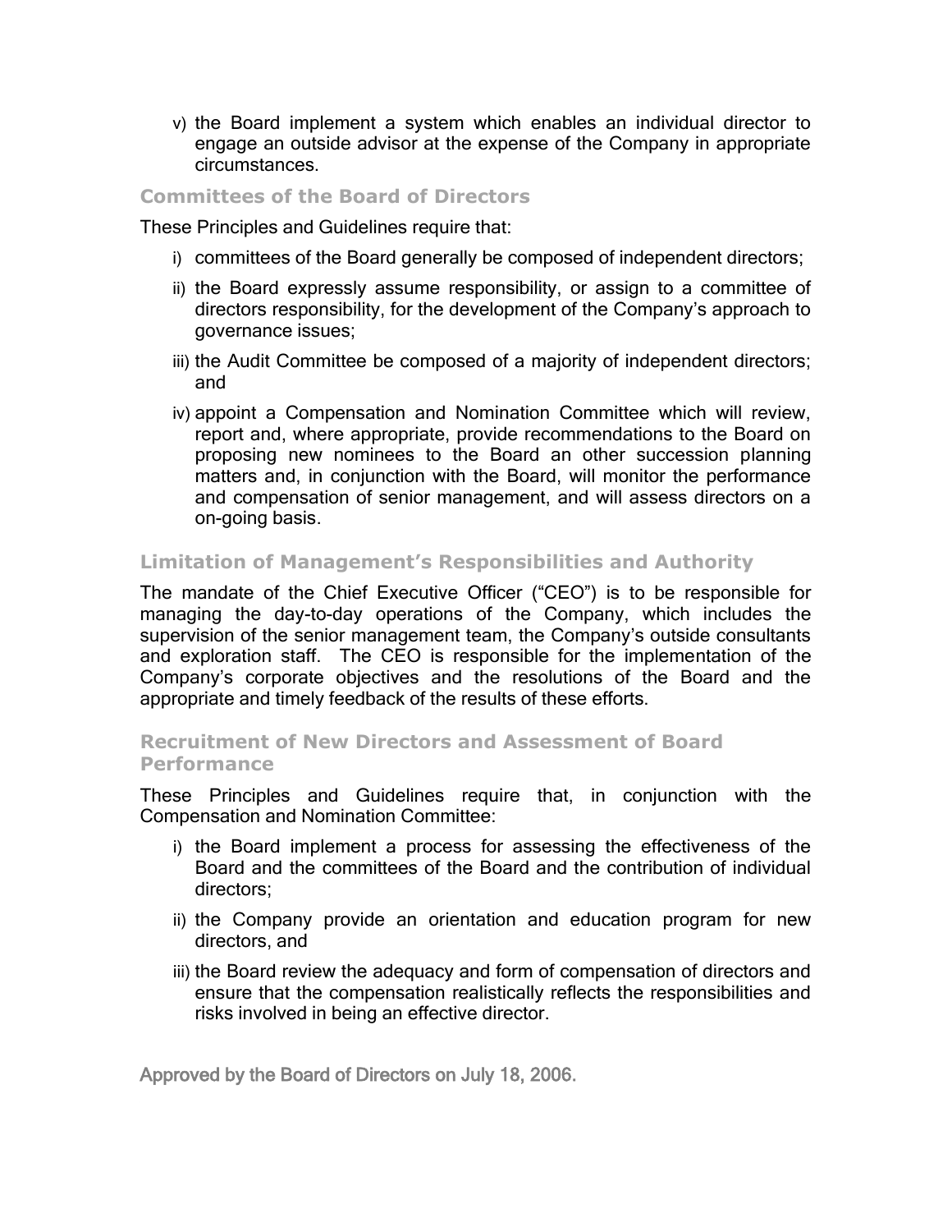v) the Board implement a system which enables an individual director to engage an outside advisor at the expense of the Company in appropriate circumstances.

## Committees of the Board of Directors

These Principles and Guidelines require that:

i) committees of the Board generally be composed of independent directors;

ii) the Board expressly assume responsibility, or assign to a committee of directors responsibility, for the development of the Company's approach to governance issues;

iii) the Audit Committee be composed of a majority of independent directors; and

iv) appoint a Compensation and Nomination Committee which will review, report and, where appropriate, provide recommendations to the Board on proposing new nominees to the Board an other succession planning matters and, in conjunction with the Board, will monitor the performance and compensation of senior management, and will assess directors on a on-going basis.

## Limitation of Management's Responsibilities and Authority

The mandate of the Chief Executive Officer ("CEO") is to be responsible for managing the day-to-day operations of the Company, which includes the supervision of the senior management team, the Company's outside consultants and exploration staff. The CEO is responsible for the implementation of the Company's corporate objectives and the resolutions of the Board and the appropriate and timely feedback of the results of these efforts.

## Recruitment of New Directors and Assessment of Board Performance

These Principles and Guidelines require that, in conjunction with the Compensation and Nomination Committee:

i) the Board implement a process for assessing the effectiveness of the Board and the committees of the Board and the contribution of individual directors;

ii) the Company provide an orientation and education program for new directors, and

iii) the Board review the adequacy and form of compensation of directors and ensure that the compensation realistically reflects the responsibilities and risks involved in being an effective director.

Approved by the Board of Directors on July 18, 2006.